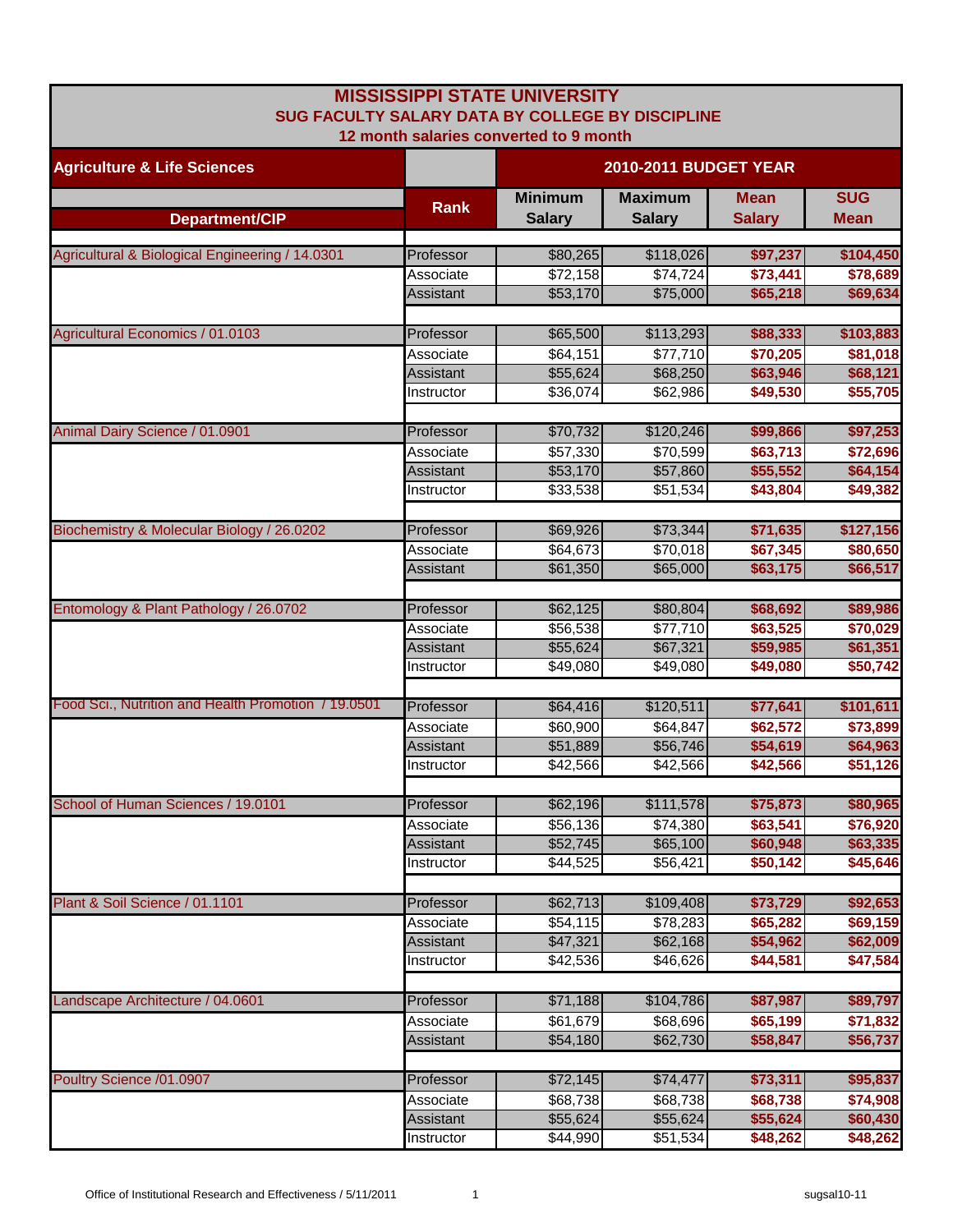# MISSISSIPPI STATE UNIVERSITY
## SUG FACULTY SALARY DATA BY COLLEGE BY DISCIPLINE
### 12 month salaries converted to 9 month

| Agriculture & Life Sciences | | 2010-2011 BUDGET YEAR | | | |
|---|---|---|---|---|---|
| Department/CIP | Rank | Minimum Salary | Maximum Salary | Mean Salary | SUG Mean |
| Agricultural & Biological Engineering / 14.0301 | Professor | $80,265 | $118,026 | $97,237 | $104,450 |
| | Associate | $72,158 | $74,724 | $73,441 | $78,689 |
| | Assistant | $53,170 | $75,000 | $65,218 | $69,634 |
| Agricultural Economics / 01.0103 | Professor | $65,500 | $113,293 | $88,333 | $103,883 |
| | Associate | $64,151 | $77,710 | $70,205 | $81,018 |
| | Assistant | $55,624 | $68,250 | $63,946 | $68,121 |
| | Instructor | $36,074 | $62,986 | $49,530 | $55,705 |
| Animal Dairy Science / 01.0901 | Professor | $70,732 | $120,246 | $99,866 | $97,253 |
| | Associate | $57,330 | $70,599 | $63,713 | $72,696 |
| | Assistant | $53,170 | $57,860 | $55,552 | $64,154 |
| | Instructor | $33,538 | $51,534 | $43,804 | $49,382 |
| Biochemistry & Molecular Biology / 26.0202 | Professor | $69,926 | $73,344 | $71,635 | $127,156 |
| | Associate | $64,673 | $70,018 | $67,345 | $80,650 |
| | Assistant | $61,350 | $65,000 | $63,175 | $66,517 |
| Entomology & Plant Pathology / 26.0702 | Professor | $62,125 | $80,804 | $68,692 | $89,986 |
| | Associate | $56,538 | $77,710 | $63,525 | $70,029 |
| | Assistant | $55,624 | $67,321 | $59,985 | $61,351 |
| | Instructor | $49,080 | $49,080 | $49,080 | $50,742 |
| Food Sci., Nutrition and Health Promotion / 19.0501 | Professor | $64,416 | $120,511 | $77,641 | $101,611 |
| | Associate | $60,900 | $64,847 | $62,572 | $73,899 |
| | Assistant | $51,889 | $56,746 | $54,619 | $64,963 |
| | Instructor | $42,566 | $42,566 | $42,566 | $51,126 |
| School of Human Sciences / 19.0101 | Professor | $62,196 | $111,578 | $75,873 | $80,965 |
| | Associate | $56,136 | $74,380 | $63,541 | $76,920 |
| | Assistant | $52,745 | $65,100 | $60,948 | $63,335 |
| | Instructor | $44,525 | $56,421 | $50,142 | $45,646 |
| Plant & Soil Science / 01.1101 | Professor | $62,713 | $109,408 | $73,729 | $92,653 |
| | Associate | $54,115 | $78,283 | $65,282 | $69,159 |
| | Assistant | $47,321 | $62,168 | $54,962 | $62,009 |
| | Instructor | $42,536 | $46,626 | $44,581 | $47,584 |
| Landscape Architecture / 04.0601 | Professor | $71,188 | $104,786 | $87,987 | $89,797 |
| | Associate | $61,679 | $68,696 | $65,199 | $71,832 |
| | Assistant | $54,180 | $62,730 | $58,847 | $56,737 |
| Poultry Science /01.0907 | Professor | $72,145 | $74,477 | $73,311 | $95,837 |
| | Associate | $68,738 | $68,738 | $68,738 | $74,908 |
| | Assistant | $55,624 | $55,624 | $55,624 | $60,430 |
| | Instructor | $44,990 | $51,534 | $48,262 | $48,262 |

Office of Institutional Research and Effectiveness / 5/11/2011 sugsal10-11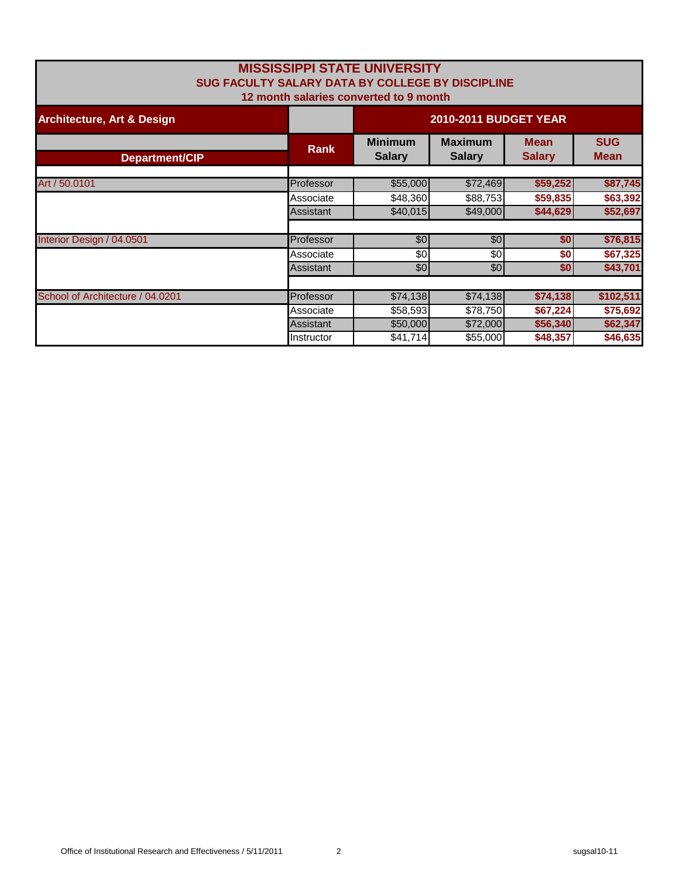# MISSISSIPPI STATE UNIVERSITY

## SUG FACULTY SALARY DATA BY COLLEGE BY DISCIPLINE

### 12 month salaries converted to 9 month

| Architecture, Art & Design | | 2010-2011 BUDGET YEAR | | | |
|---|---|---|---|---|---|
| Department/CIP | Rank | Minimum Salary | Maximum Salary | Mean Salary | SUG Mean |
| Art / 50.0101 | Professor | $55,000 | $72,469 | $59,252 | $87,745 |
| | Associate | $48,360 | $88,753 | $59,835 | $63,392 |
| | Assistant | $40,015 | $49,000 | $44,629 | $52,697 |
| Interior Design / 04.0501 | Professor | $0 | $0 | $0 | $76,815 |
| | Associate | $0 | $0 | $0 | $67,325 |
| | Assistant | $0 | $0 | $0 | $43,701 |
| School of Architecture / 04.0201 | Professor | $74,138 | $74,138 | $74,138 | $102,511 |
| | Associate | $58,593 | $78,750 | $67,224 | $75,692 |
| | Assistant | $50,000 | $72,000 | $56,340 | $62,347 |
| | Instructor | $41,714 | $55,000 | $48,357 | $46,635 |

Office of Institutional Research and Effectiveness / 5/11/2011 sugsal10-11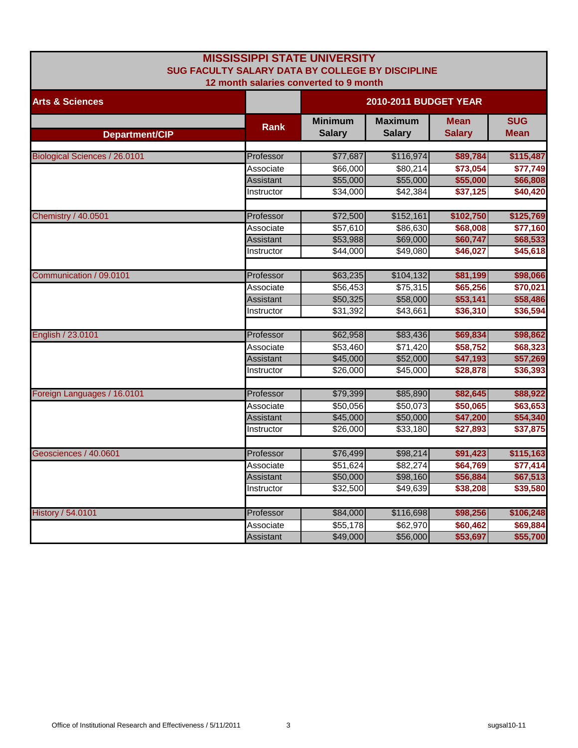# MISSISSIPPI STATE UNIVERSITY

## SUG FACULTY SALARY DATA BY COLLEGE BY DISCIPLINE

### 12 month salaries converted to 9 month

| Arts & Sciences | | 2010-2011 BUDGET YEAR | | | |
|---|---|---|---|---|---|
| Department/CIP | Rank | Minimum Salary | Maximum Salary | Mean Salary | SUG Mean |
| Biological Sciences / 26.0101 | Professor | $77,687 | $116,974 | **$89,784** | **$115,487** |
| | Associate | $66,000 | $80,214 | **$73,054** | **$77,749** |
| | Assistant | $55,000 | $55,000 | **$55,000** | **$66,808** |
| | Instructor | $34,000 | $42,384 | **$37,125** | **$40,420** |
| Chemistry / 40.0501 | Professor | $72,500 | $152,161 | **$102,750** | **$125,769** |
| | Associate | $57,610 | $86,630 | **$68,008** | **$77,160** |
| | Assistant | $53,988 | $69,000 | **$60,747** | **$68,533** |
| | Instructor | $44,000 | $49,080 | **$46,027** | **$45,618** |
| Communication / 09.0101 | Professor | $63,235 | $104,132 | **$81,199** | **$98,066** |
| | Associate | $56,453 | $75,315 | **$65,256** | **$70,021** |
| | Assistant | $50,325 | $58,000 | **$53,141** | **$58,486** |
| | Instructor | $31,392 | $43,661 | **$36,310** | **$36,594** |
| English / 23.0101 | Professor | $62,958 | $83,436 | **$69,834** | **$98,862** |
| | Associate | $53,460 | $71,420 | **$58,752** | **$68,323** |
| | Assistant | $45,000 | $52,000 | **$47,193** | **$57,269** |
| | Instructor | $26,000 | $45,000 | **$28,878** | **$36,393** |
| Foreign Languages / 16.0101 | Professor | $79,399 | $85,890 | **$82,645** | **$88,922** |
| | Associate | $50,056 | $50,073 | **$50,065** | **$63,653** |
| | Assistant | $45,000 | $50,000 | **$47,200** | **$54,340** |
| | Instructor | $26,000 | $33,180 | **$27,893** | **$37,875** |
| Geosciences / 40.0601 | Professor | $76,499 | $98,214 | **$91,423** | **$115,163** |
| | Associate | $51,624 | $82,274 | **$64,769** | **$77,414** |
| | Assistant | $50,000 | $98,160 | **$56,884** | **$67,513** |
| | Instructor | $32,500 | $49,639 | **$38,208** | **$39,580** |
| History / 54.0101 | Professor | $84,000 | $116,698 | **$98,256** | **$106,248** |
| | Associate | $55,178 | $62,970 | **$60,462** | **$69,884** |
| | Assistant | $49,000 | $56,000 | **$53,697** | **$55,700** |

Office of Institutional Research and Effectiveness / 5/11/2011 sugsal10-11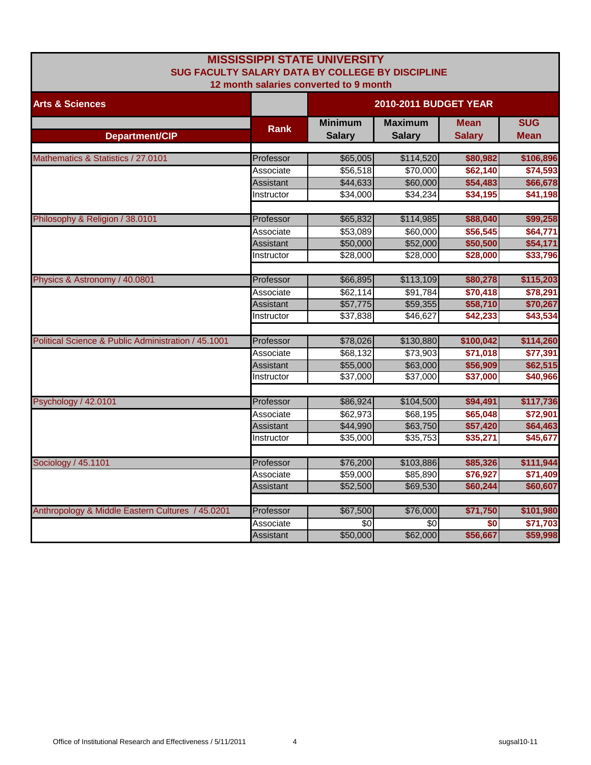# MISSISSIPPI STATE UNIVERSITY
## SUG FACULTY SALARY DATA BY COLLEGE BY DISCIPLINE
### 12 month salaries converted to 9 month

| Arts & Sciences | | 2010-2011 BUDGET YEAR | | | |
|---|---|---|---|---|---|
| Department/CIP | Rank | Minimum Salary | Maximum Salary | Mean Salary | SUG Mean |
| Mathematics & Statistics / 27.0101 | Professor | $65,005 | $114,520 | **$80,982** | **$106,896** |
| | Associate | $56,518 | $70,000 | **$62,140** | **$74,593** |
| | Assistant | $44,633 | $60,000 | **$54,483** | **$66,678** |
| | Instructor | $34,000 | $34,234 | **$34,195** | **$41,198** |
| Philosophy & Religion / 38.0101 | Professor | $65,832 | $114,985 | **$88,040** | **$99,258** |
| | Associate | $53,089 | $60,000 | **$56,545** | **$64,771** |
| | Assistant | $50,000 | $52,000 | **$50,500** | **$54,171** |
| | Instructor | $28,000 | $28,000 | **$28,000** | **$33,796** |
| Physics & Astronomy / 40.0801 | Professor | $66,895 | $113,109 | **$80,278** | **$115,203** |
| | Associate | $62,114 | $91,784 | **$70,418** | **$78,291** |
| | Assistant | $57,775 | $59,355 | **$58,710** | **$70,267** |
| | Instructor | $37,838 | $46,627 | **$42,233** | **$43,534** |
| Political Science & Public Administration / 45.1001 | Professor | $78,026 | $130,880 | **$100,042** | **$114,260** |
| | Associate | $68,132 | $73,903 | **$71,018** | **$77,391** |
| | Assistant | $55,000 | $63,000 | **$56,909** | **$62,515** |
| | Instructor | $37,000 | $37,000 | **$37,000** | **$40,966** |
| Psychology / 42.0101 | Professor | $86,924 | $104,500 | **$94,491** | **$117,736** |
| | Associate | $62,973 | $68,195 | **$65,048** | **$72,901** |
| | Assistant | $44,990 | $63,750 | **$57,420** | **$64,463** |
| | Instructor | $35,000 | $35,753 | **$35,271** | **$45,677** |
| Sociology / 45.1101 | Professor | $76,200 | $103,886 | **$85,326** | **$111,944** |
| | Associate | $59,000 | $85,890 | **$76,927** | **$71,409** |
| | Assistant | $52,500 | $69,530 | **$60,244** | **$60,607** |
| Anthropology & Middle Eastern Cultures / 45.0201 | Professor | $67,500 | $76,000 | **$71,750** | **$101,980** |
| | Associate | $0 | $0 | **$0** | **$71,703** |
| | Assistant | $50,000 | $62,000 | **$56,667** | **$59,998** |

Office of Institutional Research and Effectiveness / 5/11/2011 sugsal10-11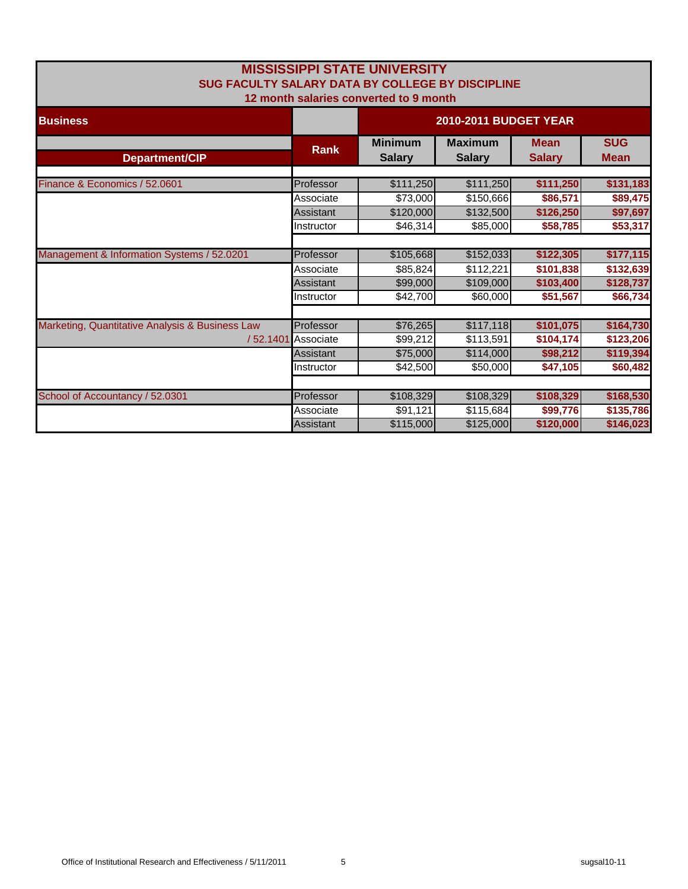# MISSISSIPPI STATE UNIVERSITY
## SUG FACULTY SALARY DATA BY COLLEGE BY DISCIPLINE
### 12 month salaries converted to 9 month

| Business | | 2010-2011 BUDGET YEAR | | | |
|---|---|---|---|---|---|
| Department/CIP | Rank | Minimum Salary | Maximum Salary | Mean Salary | SUG Mean |
| Finance & Economics / 52.0601 | Professor | $111,250 | $111,250 | **$111,250** | **$131,183** |
| | Associate | $73,000 | $150,666 | **$86,571** | **$89,475** |
| | Assistant | $120,000 | $132,500 | **$126,250** | **$97,697** |
| | Instructor | $46,314 | $85,000 | **$58,785** | **$53,317** |
| Management & Information Systems / 52.0201 | Professor | $105,668 | $152,033 | **$122,305** | **$177,115** |
| | Associate | $85,824 | $112,221 | **$101,838** | **$132,639** |
| | Assistant | $99,000 | $109,000 | **$103,400** | **$128,737** |
| | Instructor | $42,700 | $60,000 | **$51,567** | **$66,734** |
| Marketing, Quantitative Analysis & Business Law / 52.1401 | Professor | $76,265 | $117,118 | **$101,075** | **$164,730** |
| | Associate | $99,212 | $113,591 | **$104,174** | **$123,206** |
| | Assistant | $75,000 | $114,000 | **$98,212** | **$119,394** |
| | Instructor | $42,500 | $50,000 | **$47,105** | **$60,482** |
| School of Accountancy / 52.0301 | Professor | $108,329 | $108,329 | **$108,329** | **$168,530** |
| | Associate | $91,121 | $115,684 | **$99,776** | **$135,786** |
| | Assistant | $115,000 | $125,000 | **$120,000** | **$146,023** |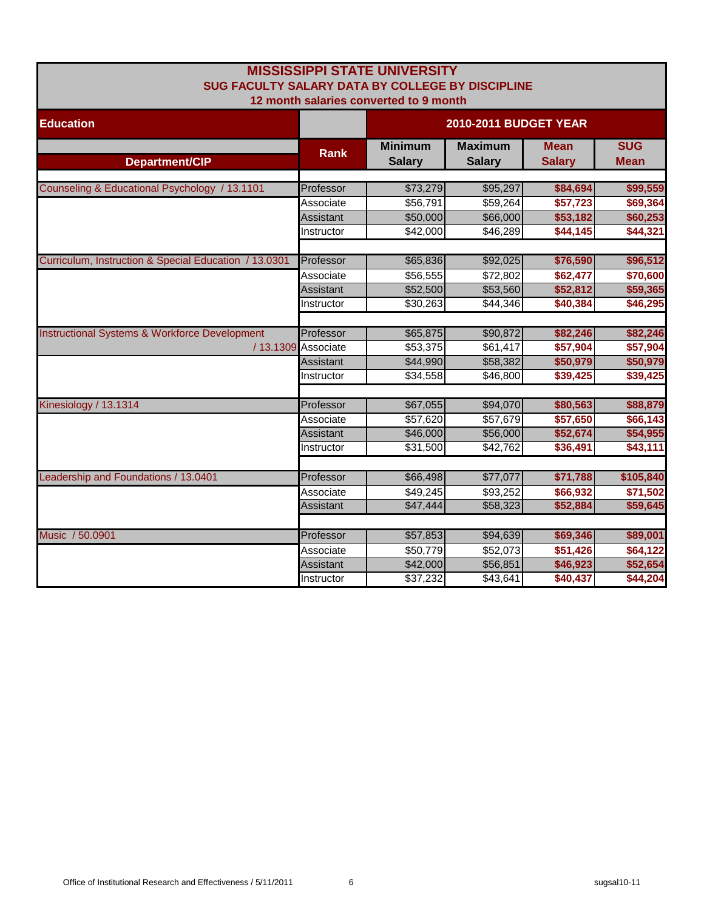# MISSISSIPPI STATE UNIVERSITY

## SUG FACULTY SALARY DATA BY COLLEGE BY DISCIPLINE

### 12 month salaries converted to 9 month

| Education | | 2010-2011 BUDGET YEAR | | | |
|---|---|---|---|---|---|
| Department/CIP | Rank | Minimum Salary | Maximum Salary | Mean Salary | SUG Mean |
| Counseling & Educational Psychology / 13.1101 | Professor | $73,279 | $95,297 | **$84,694** | **$99,559** |
| | Associate | $56,791 | $59,264 | **$57,723** | **$69,364** |
| | Assistant | $50,000 | $66,000 | **$53,182** | **$60,253** |
| | Instructor | $42,000 | $46,289 | **$44,145** | **$44,321** |
| Curriculum, Instruction & Special Education / 13.0301 | Professor | $65,836 | $92,025 | **$76,590** | **$96,512** |
| | Associate | $56,555 | $72,802 | **$62,477** | **$70,600** |
| | Assistant | $52,500 | $53,560 | **$52,812** | **$59,365** |
| | Instructor | $30,263 | $44,346 | **$40,384** | **$46,295** |
| Instructional Systems & Workforce Development / 13.1309 | Professor | $65,875 | $90,872 | **$82,246** | **$82,246** |
| | Associate | $53,375 | $61,417 | **$57,904** | **$57,904** |
| | Assistant | $44,990 | $58,382 | **$50,979** | **$50,979** |
| | Instructor | $34,558 | $46,800 | **$39,425** | **$39,425** |
| Kinesiology / 13.1314 | Professor | $67,055 | $94,070 | **$80,563** | **$88,879** |
| | Associate | $57,620 | $57,679 | **$57,650** | **$66,143** |
| | Assistant | $46,000 | $56,000 | **$52,674** | **$54,955** |
| | Instructor | $31,500 | $42,762 | **$36,491** | **$43,111** |
| Leadership and Foundations / 13.0401 | Professor | $66,498 | $77,077 | **$71,788** | **$105,840** |
| | Associate | $49,245 | $93,252 | **$66,932** | **$71,502** |
| | Assistant | $47,444 | $58,323 | **$52,884** | **$59,645** |
| Music / 50.0901 | Professor | $57,853 | $94,639 | **$69,346** | **$89,001** |
| | Associate | $50,779 | $52,073 | **$51,426** | **$64,122** |
| | Assistant | $42,000 | $56,851 | **$46,923** | **$52,654** |
| | Instructor | $37,232 | $43,641 | **$40,437** | **$44,204** |

Office of Institutional Research and Effectiveness / 5/11/2011 sugsal10-11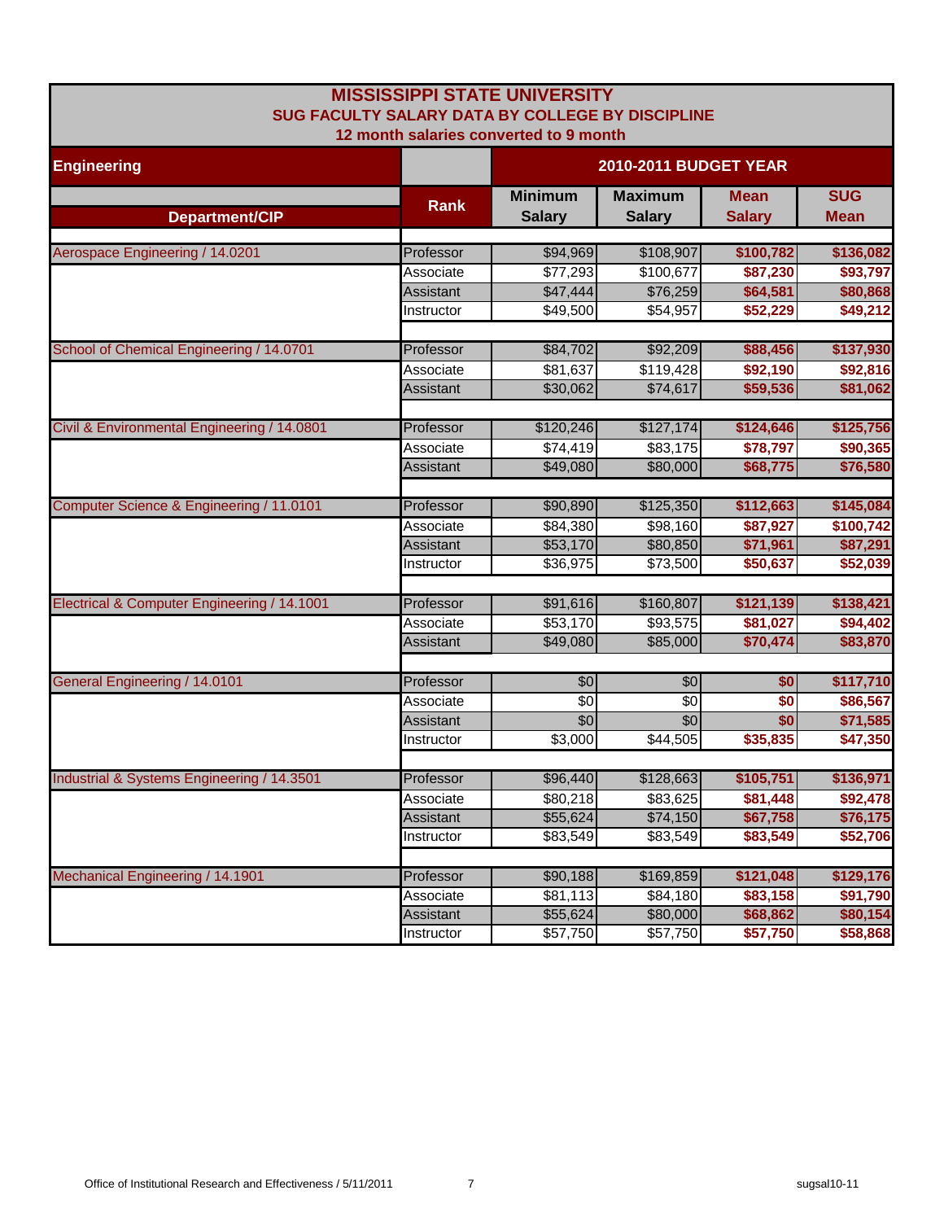# MISSISSIPPI STATE UNIVERSITY

## SUG FACULTY SALARY DATA BY COLLEGE BY DISCIPLINE

### 12 month salaries converted to 9 month

| Engineering | | 2010-2011 BUDGET YEAR | | | |
|---|---|---|---|---|---|
| Department/CIP | Rank | Minimum Salary | Maximum Salary | Mean Salary | SUG Mean |
| Aerospace Engineering / 14.0201 | Professor | $94,969 | $108,907 | **$100,782** | **$136,082** |
| | Associate | $77,293 | $100,677 | **$87,230** | **$93,797** |
| | Assistant | $47,444 | $76,259 | **$64,581** | **$80,868** |
| | Instructor | $49,500 | $54,957 | **$52,229** | **$49,212** |
| School of Chemical Engineering / 14.0701 | Professor | $84,702 | $92,209 | **$88,456** | **$137,930** |
| | Associate | $81,637 | $119,428 | **$92,190** | **$92,816** |
| | Assistant | $30,062 | $74,617 | **$59,536** | **$81,062** |
| Civil & Environmental Engineering / 14.0801 | Professor | $120,246 | $127,174 | **$124,646** | **$125,756** |
| | Associate | $74,419 | $83,175 | **$78,797** | **$90,365** |
| | Assistant | $49,080 | $80,000 | **$68,775** | **$76,580** |
| Computer Science & Engineering / 11.0101 | Professor | $90,890 | $125,350 | **$112,663** | **$145,084** |
| | Associate | $84,380 | $98,160 | **$87,927** | **$100,742** |
| | Assistant | $53,170 | $80,850 | **$71,961** | **$87,291** |
| | Instructor | $36,975 | $73,500 | **$50,637** | **$52,039** |
| Electrical & Computer Engineering / 14.1001 | Professor | $91,616 | $160,807 | **$121,139** | **$138,421** |
| | Associate | $53,170 | $93,575 | **$81,027** | **$94,402** |
| | Assistant | $49,080 | $85,000 | **$70,474** | **$83,870** |
| General Engineering / 14.0101 | Professor | $0 | $0 | **$0** | **$117,710** |
| | Associate | $0 | $0 | **$0** | **$86,567** |
| | Assistant | $0 | $0 | **$0** | **$71,585** |
| | Instructor | $3,000 | $44,505 | **$35,835** | **$47,350** |
| Industrial & Systems Engineering / 14.3501 | Professor | $96,440 | $128,663 | **$105,751** | **$136,971** |
| | Associate | $80,218 | $83,625 | **$81,448** | **$92,478** |
| | Assistant | $55,624 | $74,150 | **$67,758** | **$76,175** |
| | Instructor | $83,549 | $83,549 | **$83,549** | **$52,706** |
| Mechanical Engineering / 14.1901 | Professor | $90,188 | $169,859 | **$121,048** | **$129,176** |
| | Associate | $81,113 | $84,180 | **$83,158** | **$91,790** |
| | Assistant | $55,624 | $80,000 | **$68,862** | **$80,154** |
| | Instructor | $57,750 | $57,750 | **$57,750** | **$58,868** |

Office of Institutional Research and Effectiveness / 5/11/2011 sugsal10-11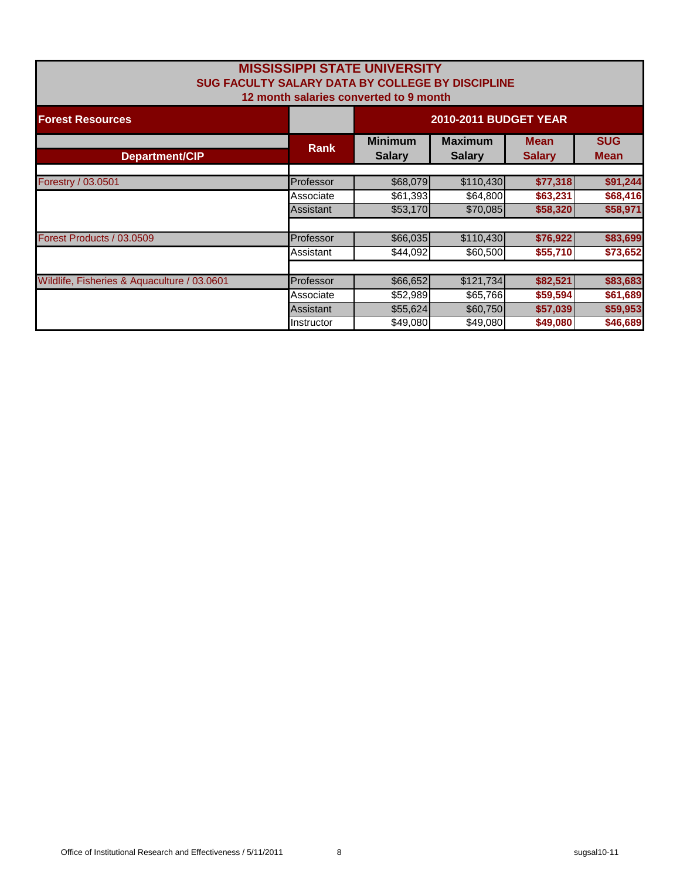# MISSISSIPPI STATE UNIVERSITY

## SUG FACULTY SALARY DATA BY COLLEGE BY DISCIPLINE

### 12 month salaries converted to 9 month

| Forest Resources | | 2010-2011 BUDGET YEAR | | | |
|---|---|---|---|---|---|
| Department/CIP | Rank | Minimum Salary | Maximum Salary | Mean Salary | SUG Mean |
| Forestry / 03.0501 | Professor | $68,079 | $110,430 | $77,318 | $91,244 |
| | Associate | $61,393 | $64,800 | $63,231 | $68,416 |
| | Assistant | $53,170 | $70,085 | $58,320 | $58,971 |
| Forest Products / 03.0509 | Professor | $66,035 | $110,430 | $76,922 | $83,699 |
| | Assistant | $44,092 | $60,500 | $55,710 | $73,652 |
| Wildlife, Fisheries & Aquaculture / 03.0601 | Professor | $66,652 | $121,734 | $82,521 | $83,683 |
| | Associate | $52,989 | $65,766 | $59,594 | $61,689 |
| | Assistant | $55,624 | $60,750 | $57,039 | $59,953 |
| | Instructor | $49,080 | $49,080 | $49,080 | $46,689 |

Office of Institutional Research and Effectiveness / 5/11/2011 sugsal10-11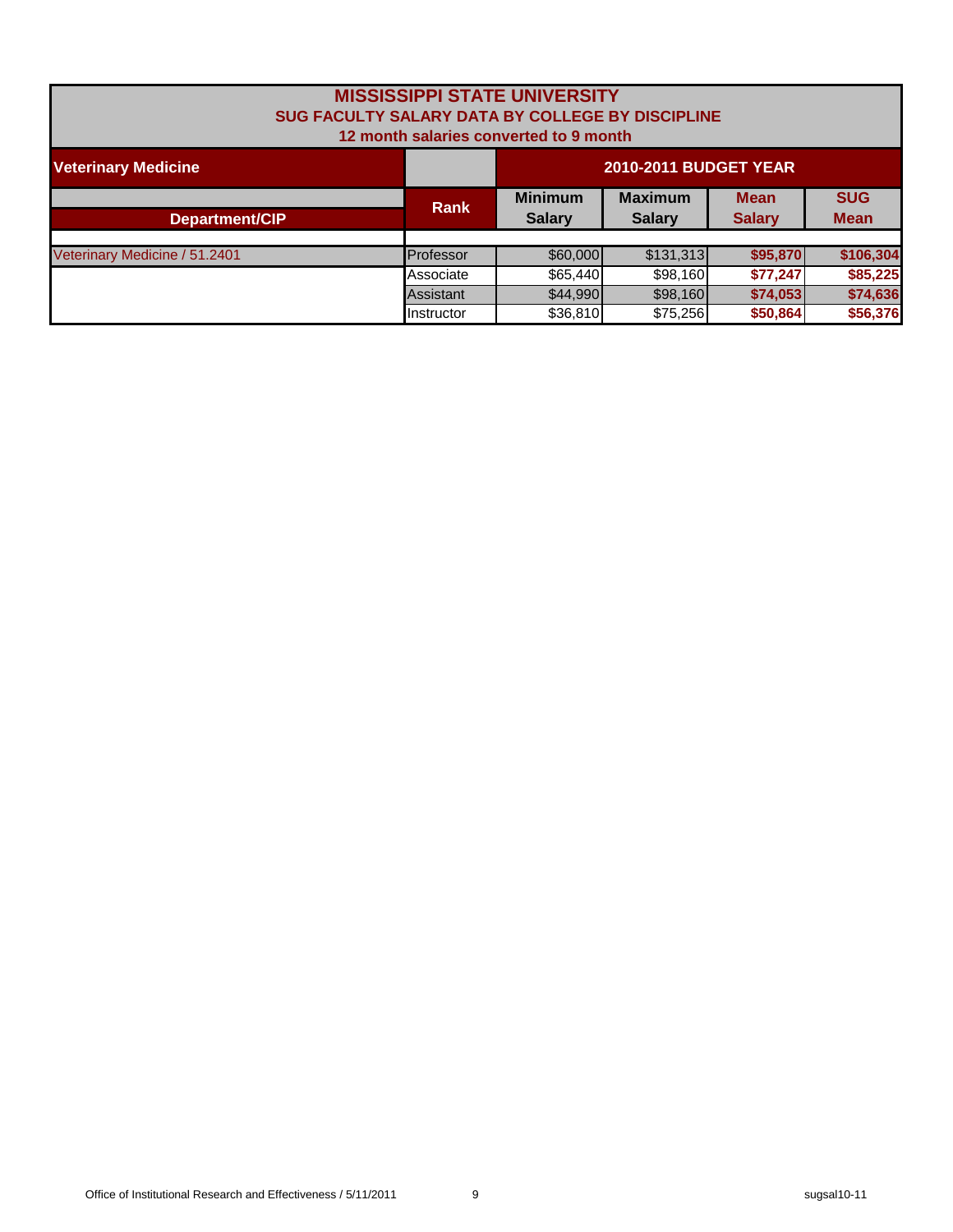# MISSISSIPPI STATE UNIVERSITY
## SUG FACULTY SALARY DATA BY COLLEGE BY DISCIPLINE
### 12 month salaries converted to 9 month

| Veterinary Medicine | | 2010-2011 BUDGET YEAR | | | |
|---|---|---|---|---|---|
| Department/CIP | Rank | Minimum Salary | Maximum Salary | Mean Salary | SUG Mean |
| Veterinary Medicine / 51.2401 | Professor | $60,000 | $131,313 | **$95,870** | **$106,304** |
| | Associate | $65,440 | $98,160 | **$77,247** | **$85,225** |
| | Assistant | $44,990 | $98,160 | **$74,053** | **$74,636** |
| | Instructor | $36,810 | $75,256 | **$50,864** | **$56,376** |

Office of Institutional Research and Effectiveness / 5/11/2011 sugsal10-11